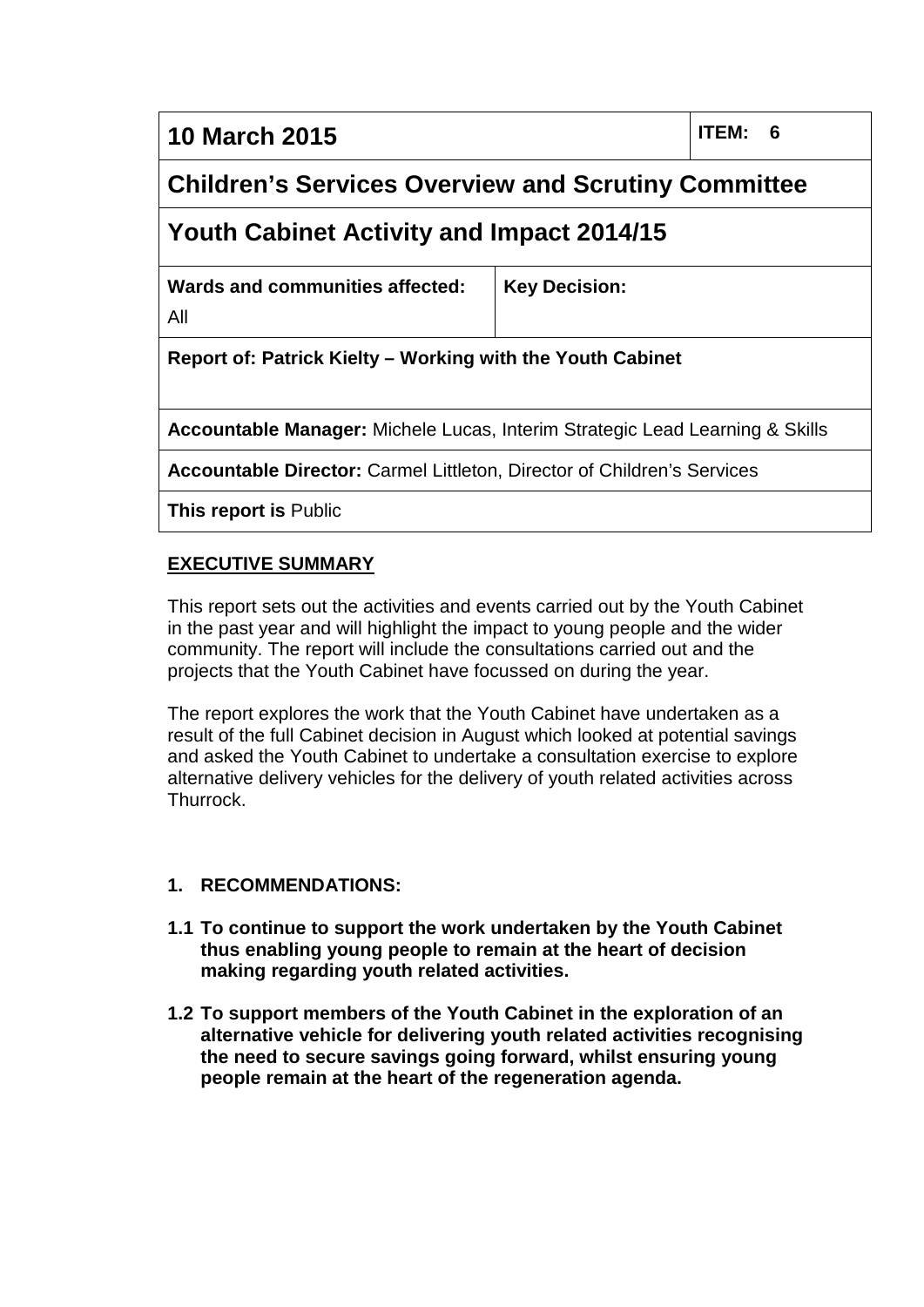| 10 March 2015 | | ITEM: 6 |
|---|---|---|
| **Children's Services Overview and Scrutiny Committee** | | |
| **Youth Cabinet Activity and Impact 2014/15** | | |
| **Wards and communities affected:** All | **Key Decision:** | |
| **Report of: Patrick Kielty – Working with the Youth Cabinet** | | |
| **Accountable Manager:** Michele Lucas, Interim Strategic Lead Learning & Skills | | |
| **Accountable Director:** Carmel Littleton, Director of Children's Services | | |
| **This report is** Public | | |

## EXECUTIVE SUMMARY

This report sets out the activities and events carried out by the Youth Cabinet in the past year and will highlight the impact to young people and the wider community. The report will include the consultations carried out and the projects that the Youth Cabinet have focussed on during the year.

The report explores the work that the Youth Cabinet have undertaken as a result of the full Cabinet decision in August which looked at potential savings and asked the Youth Cabinet to undertake a consultation exercise to explore alternative delivery vehicles for the delivery of youth related activities across Thurrock.

## 1. RECOMMENDATIONS:

**1.1 To continue to support the work undertaken by the Youth Cabinet thus enabling young people to remain at the heart of decision making regarding youth related activities.**

**1.2 To support members of the Youth Cabinet in the exploration of an alternative vehicle for delivering youth related activities recognising the need to secure savings going forward, whilst ensuring young people remain at the heart of the regeneration agenda.**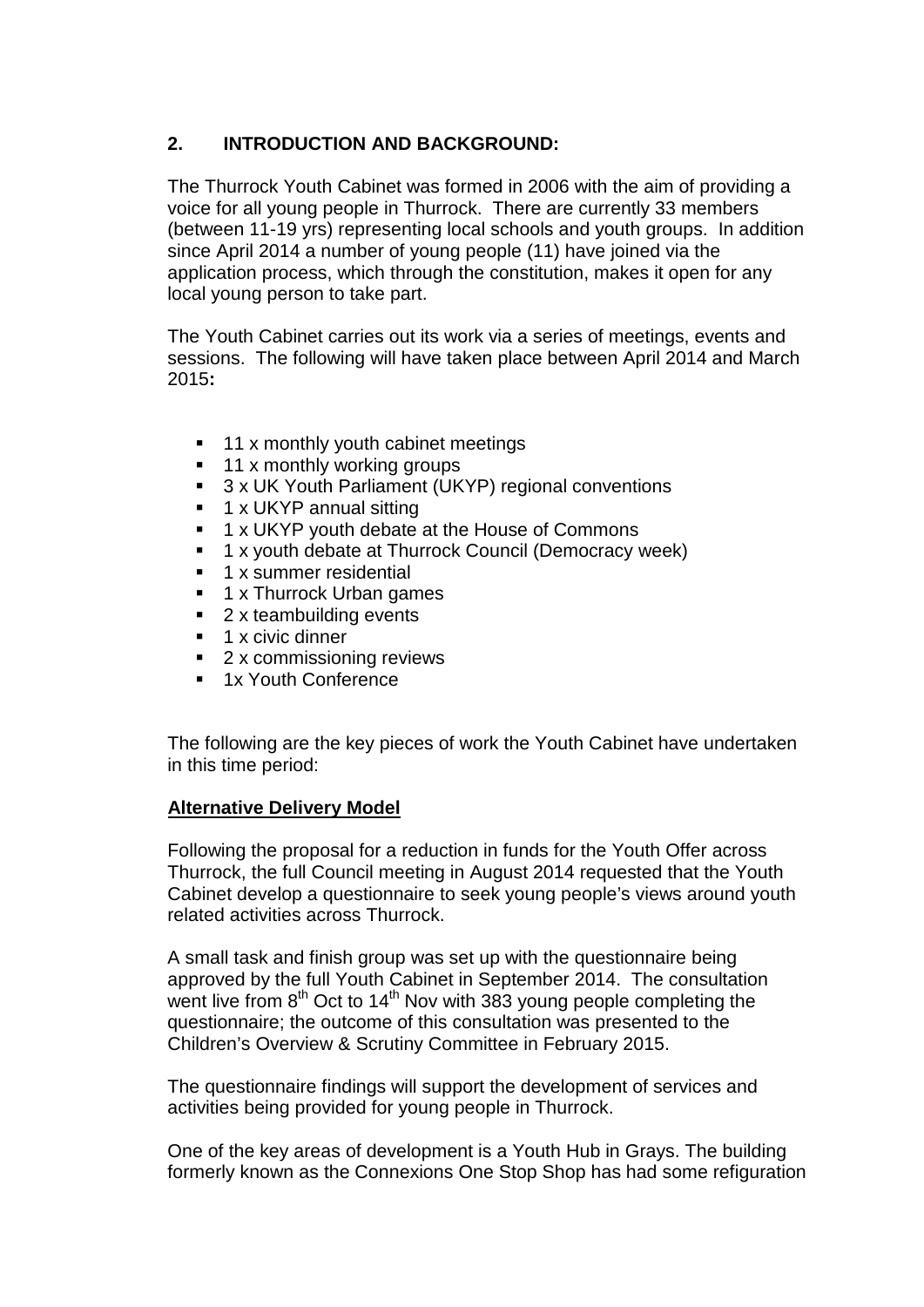## 2. INTRODUCTION AND BACKGROUND:

The Thurrock Youth Cabinet was formed in 2006 with the aim of providing a voice for all young people in Thurrock. There are currently 33 members (between 11-19 yrs) representing local schools and youth groups. In addition since April 2014 a number of young people (11) have joined via the application process, which through the constitution, makes it open for any local young person to take part.

The Youth Cabinet carries out its work via a series of meetings, events and sessions. The following will have taken place between April 2014 and March 2015**:**

- 11 x monthly youth cabinet meetings
- 11 x monthly working groups
- 3 x UK Youth Parliament (UKYP) regional conventions
- 1 x UKYP annual sitting
- 1 x UKYP youth debate at the House of Commons
- 1 x youth debate at Thurrock Council (Democracy week)
- 1 x summer residential
- 1 x Thurrock Urban games
- 2 x teambuilding events
- 1 x civic dinner
- 2 x commissioning reviews
- 1x Youth Conference

The following are the key pieces of work the Youth Cabinet have undertaken in this time period:

**Alternative Delivery Model**

Following the proposal for a reduction in funds for the Youth Offer across Thurrock, the full Council meeting in August 2014 requested that the Youth Cabinet develop a questionnaire to seek young people's views around youth related activities across Thurrock.

A small task and finish group was set up with the questionnaire being approved by the full Youth Cabinet in September 2014. The consultation went live from 8th Oct to 14th Nov with 383 young people completing the questionnaire; the outcome of this consultation was presented to the Children's Overview & Scrutiny Committee in February 2015.

The questionnaire findings will support the development of services and activities being provided for young people in Thurrock.

One of the key areas of development is a Youth Hub in Grays. The building formerly known as the Connexions One Stop Shop has had some refiguration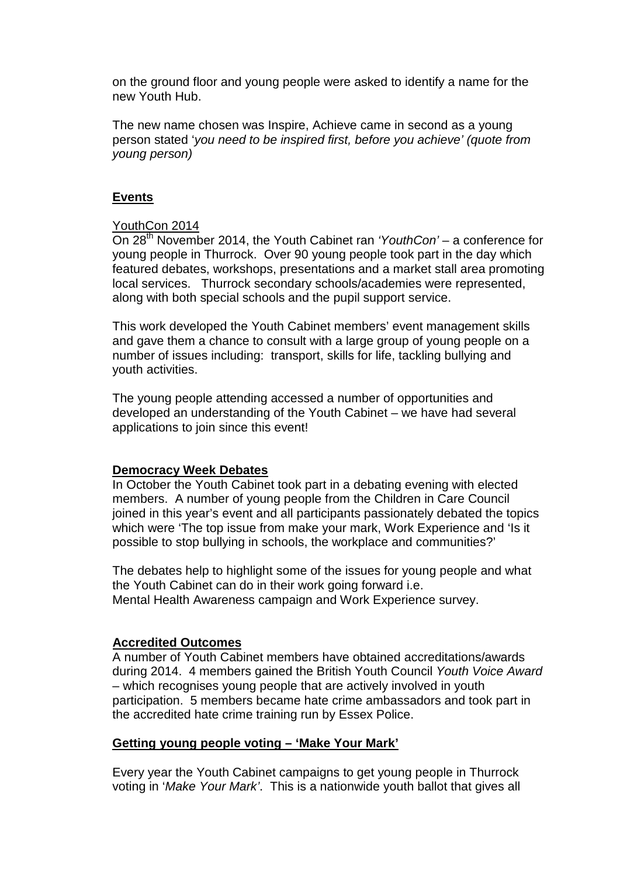on the ground floor and young people were asked to identify a name for the new Youth Hub.

The new name chosen was Inspire, Achieve came in second as a young person stated '*you need to be inspired first, before you achieve' (quote from young person)*

## Events

### YouthCon 2014

On 28th November 2014, the Youth Cabinet ran *'YouthCon'* – a conference for young people in Thurrock. Over 90 young people took part in the day which featured debates, workshops, presentations and a market stall area promoting local services. Thurrock secondary schools/academies were represented, along with both special schools and the pupil support service.

This work developed the Youth Cabinet members' event management skills and gave them a chance to consult with a large group of young people on a number of issues including: transport, skills for life, tackling bullying and youth activities.

The young people attending accessed a number of opportunities and developed an understanding of the Youth Cabinet – we have had several applications to join since this event!

## Democracy Week Debates

In October the Youth Cabinet took part in a debating evening with elected members. A number of young people from the Children in Care Council joined in this year's event and all participants passionately debated the topics which were 'The top issue from make your mark, Work Experience and 'Is it possible to stop bullying in schools, the workplace and communities?'

The debates help to highlight some of the issues for young people and what the Youth Cabinet can do in their work going forward i.e.
Mental Health Awareness campaign and Work Experience survey.

## Accredited Outcomes

A number of Youth Cabinet members have obtained accreditations/awards during 2014. 4 members gained the British Youth Council *Youth Voice Award* – which recognises young people that are actively involved in youth participation. 5 members became hate crime ambassadors and took part in the accredited hate crime training run by Essex Police.

## Getting young people voting – 'Make Your Mark'

Every year the Youth Cabinet campaigns to get young people in Thurrock voting in '*Make Your Mark'*. This is a nationwide youth ballot that gives all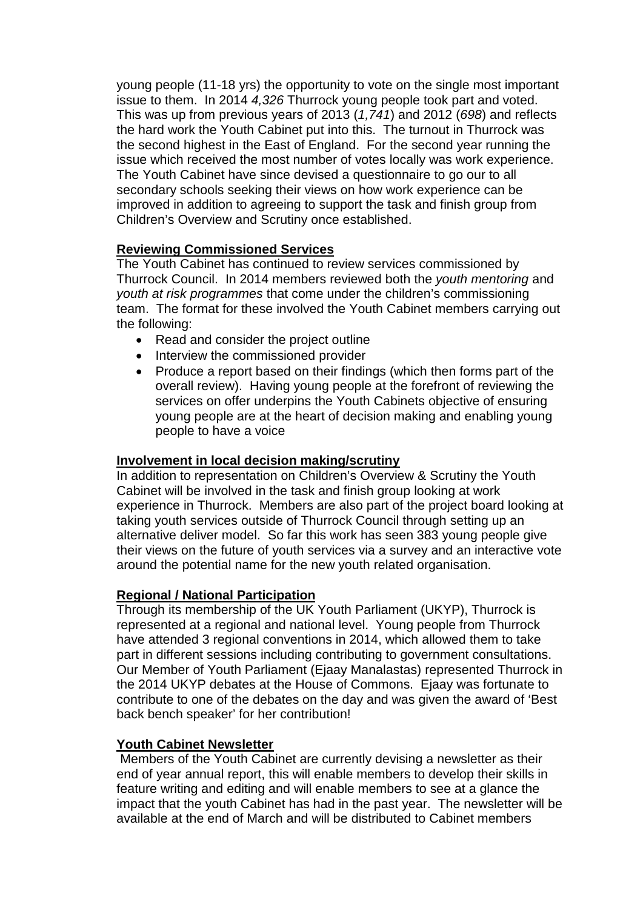young people (11-18 yrs) the opportunity to vote on the single most important issue to them. In 2014 *4,326* Thurrock young people took part and voted. This was up from previous years of 2013 (*1,741*) and 2012 (*698*) and reflects the hard work the Youth Cabinet put into this. The turnout in Thurrock was the second highest in the East of England. For the second year running the issue which received the most number of votes locally was work experience. The Youth Cabinet have since devised a questionnaire to go our to all secondary schools seeking their views on how work experience can be improved in addition to agreeing to support the task and finish group from Children's Overview and Scrutiny once established.

**Reviewing Commissioned Services**

The Youth Cabinet has continued to review services commissioned by Thurrock Council. In 2014 members reviewed both the *youth mentoring* and *youth at risk programmes* that come under the children's commissioning team. The format for these involved the Youth Cabinet members carrying out the following:

- Read and consider the project outline
- Interview the commissioned provider
- Produce a report based on their findings (which then forms part of the overall review). Having young people at the forefront of reviewing the services on offer underpins the Youth Cabinets objective of ensuring young people are at the heart of decision making and enabling young people to have a voice

**Involvement in local decision making/scrutiny**

In addition to representation on Children's Overview & Scrutiny the Youth Cabinet will be involved in the task and finish group looking at work experience in Thurrock. Members are also part of the project board looking at taking youth services outside of Thurrock Council through setting up an alternative deliver model. So far this work has seen 383 young people give their views on the future of youth services via a survey and an interactive vote around the potential name for the new youth related organisation.

**Regional / National Participation**

Through its membership of the UK Youth Parliament (UKYP), Thurrock is represented at a regional and national level. Young people from Thurrock have attended 3 regional conventions in 2014, which allowed them to take part in different sessions including contributing to government consultations. Our Member of Youth Parliament (Ejaay Manalastas) represented Thurrock in the 2014 UKYP debates at the House of Commons. Ejaay was fortunate to contribute to one of the debates on the day and was given the award of 'Best back bench speaker' for her contribution!

**Youth Cabinet Newsletter**

Members of the Youth Cabinet are currently devising a newsletter as their end of year annual report, this will enable members to develop their skills in feature writing and editing and will enable members to see at a glance the impact that the youth Cabinet has had in the past year. The newsletter will be available at the end of March and will be distributed to Cabinet members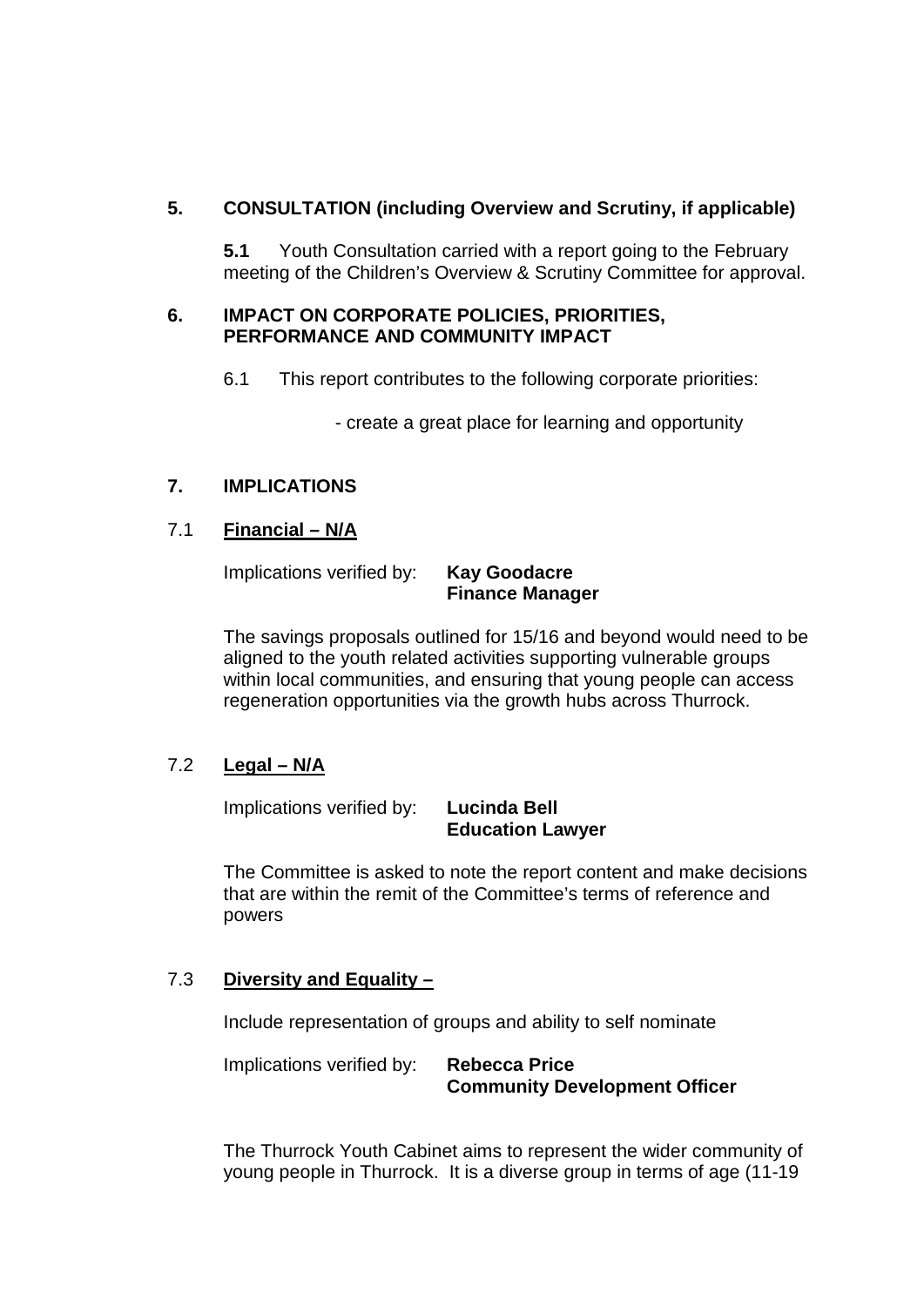## 5. CONSULTATION (including Overview and Scrutiny, if applicable)

**5.1** Youth Consultation carried with a report going to the February meeting of the Children's Overview & Scrutiny Committee for approval.

## 6. IMPACT ON CORPORATE POLICIES, PRIORITIES, PERFORMANCE AND COMMUNITY IMPACT

6.1 This report contributes to the following corporate priorities:

- create a great place for learning and opportunity

## 7. IMPLICATIONS

### 7.1 Financial – N/A

Implications verified by: **Kay Goodacre**
**Finance Manager**

The savings proposals outlined for 15/16 and beyond would need to be aligned to the youth related activities supporting vulnerable groups within local communities, and ensuring that young people can access regeneration opportunities via the growth hubs across Thurrock.

### 7.2 Legal – N/A

Implications verified by: **Lucinda Bell**
**Education Lawyer**

The Committee is asked to note the report content and make decisions that are within the remit of the Committee's terms of reference and powers

### 7.3 Diversity and Equality –

Include representation of groups and ability to self nominate

Implications verified by: **Rebecca Price**
**Community Development Officer**

The Thurrock Youth Cabinet aims to represent the wider community of young people in Thurrock. It is a diverse group in terms of age (11-19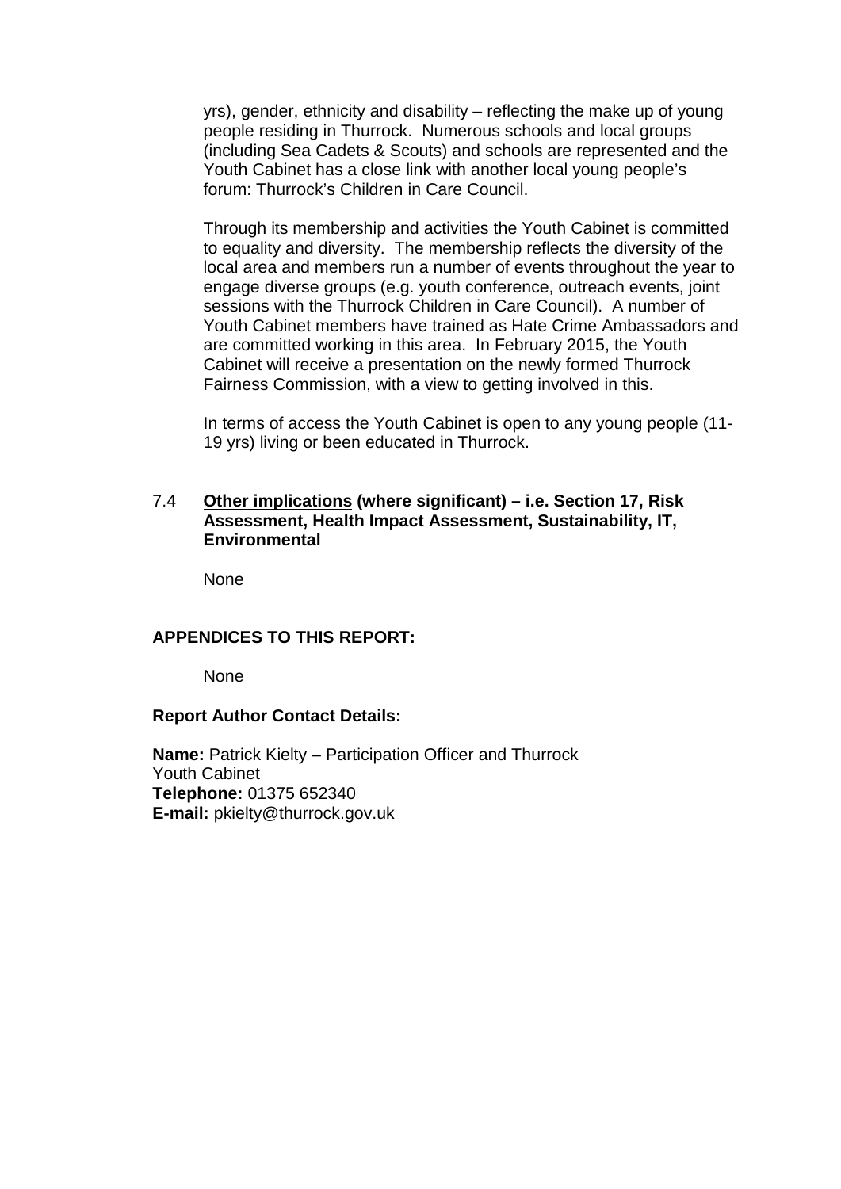yrs), gender, ethnicity and disability – reflecting the make up of young people residing in Thurrock. Numerous schools and local groups (including Sea Cadets & Scouts) and schools are represented and the Youth Cabinet has a close link with another local young people's forum: Thurrock's Children in Care Council.

Through its membership and activities the Youth Cabinet is committed to equality and diversity. The membership reflects the diversity of the local area and members run a number of events throughout the year to engage diverse groups (e.g. youth conference, outreach events, joint sessions with the Thurrock Children in Care Council). A number of Youth Cabinet members have trained as Hate Crime Ambassadors and are committed working in this area. In February 2015, the Youth Cabinet will receive a presentation on the newly formed Thurrock Fairness Commission, with a view to getting involved in this.

In terms of access the Youth Cabinet is open to any young people (11-19 yrs) living or been educated in Thurrock.

7.4 **Other implications (where significant) – i.e. Section 17, Risk Assessment, Health Impact Assessment, Sustainability, IT, Environmental**

None

**APPENDICES TO THIS REPORT:**

None

**Report Author Contact Details:**

**Name:** Patrick Kielty – Participation Officer and Thurrock Youth Cabinet
**Telephone:** 01375 652340
**E-mail:** pkielty@thurrock.gov.uk